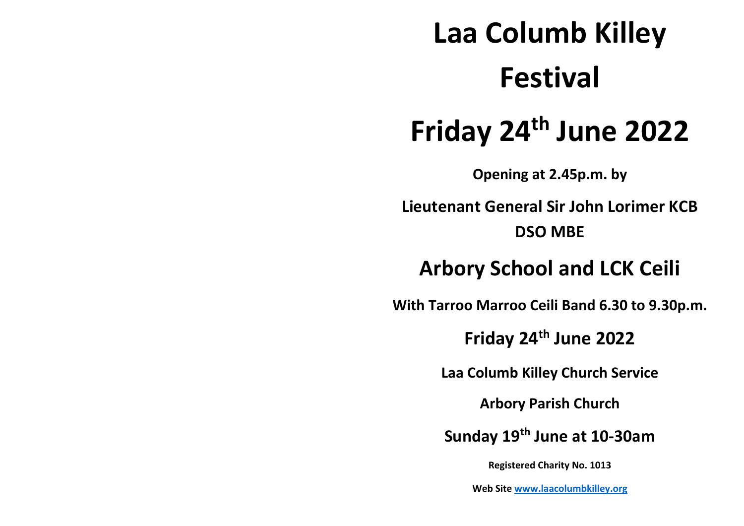# Laa Columb Killey Festival

# Friday 24th June 2022

**Opening at 2.45p.m. by**

**Lieutenant General Sir John Lorimer KCB DSO MBE**

## Arbory School and LCK Ceili

**With Tarroo Marroo Ceili Band 6.30 to 9.30p.m.**

### Friday 24th June 2022

**Laa Columb Killey Church Service**

**Arbory Parish Church**

### Sunday 19th June at 10-30am

**Registered Charity No. 1013**

**Web Site [www.laacolumbkilley.org](http://www.laacolumbkilley.org)**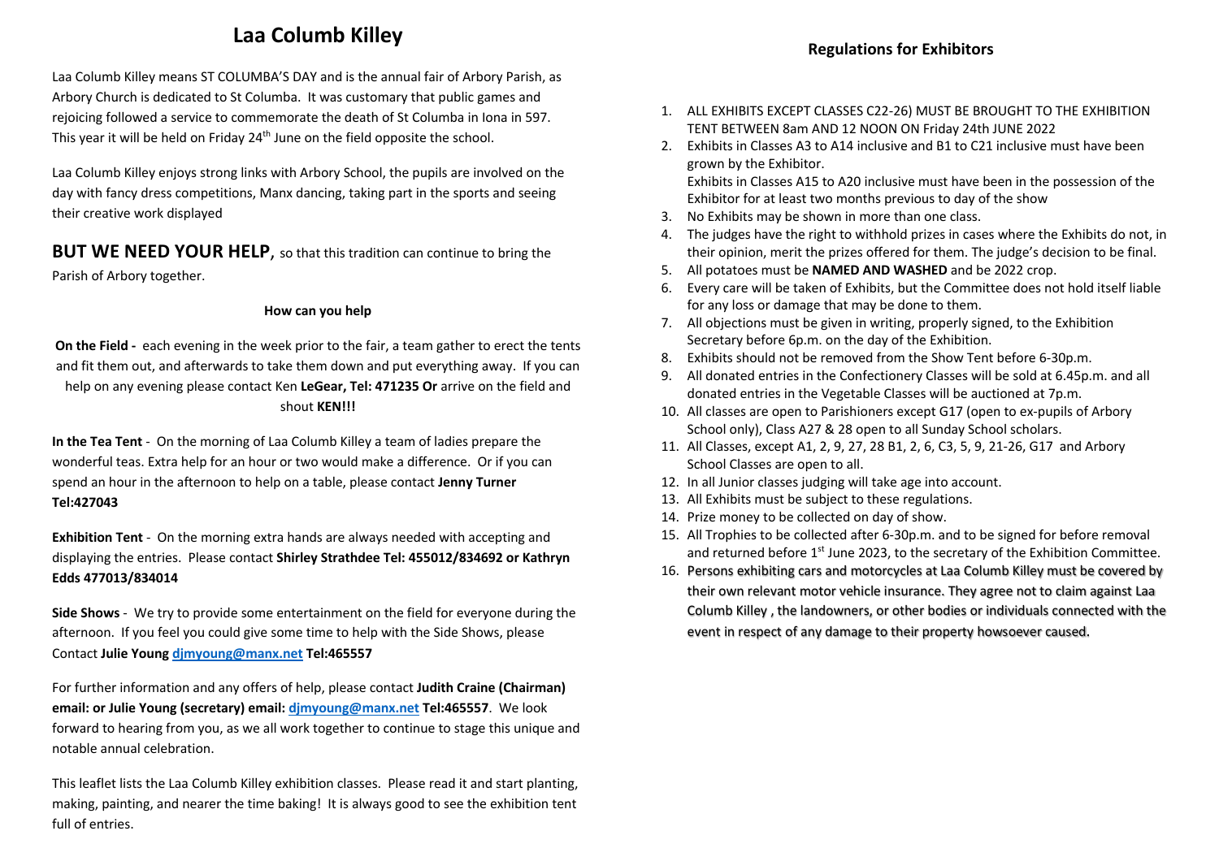# Laa Columb Killey

Laa Columb Killey means ST COLUMBA'S DAY and is the annual fair of Arbory Parish, as Arbory Church is dedicated to St Columba. It was customary that public games and rejoicing followed a service to commemorate the death of St Columba in Iona in 597. This year it will be held on Friday 24th June on the field opposite the school.

Laa Columb Killey enjoys strong links with Arbory School, the pupils are involved on the day with fancy dress competitions, Manx dancing, taking part in the sports and seeing their creative work displayed

**BUT WE NEED YOUR HELP**, so that this tradition can continue to bring the Parish of Arbory together.

**How can you help**

**On the Field -** each evening in the week prior to the fair, a team gather to erect the tents and fit them out, and afterwards to take them down and put everything away. If you can help on any evening please contact Ken **LeGear, Tel: 471235 Or** arrive on the field and shout **KEN!!!**

**In the Tea Tent** - On the morning of Laa Columb Killey a team of ladies prepare the wonderful teas. Extra help for an hour or two would make a difference. Or if you can spend an hour in the afternoon to help on a table, please contact **Jenny Turner Tel:427043**

**Exhibition Tent** - On the morning extra hands are always needed with accepting and displaying the entries. Please contact **Shirley Strathdee Tel: 455012/834692 or Kathryn Edds 477013/834014**

**Side Shows** - We try to provide some entertainment on the field for everyone during the afternoon. If you feel you could give some time to help with the Side Shows, please Contact **Julie Young djmyoung@manx.net Tel:465557**

For further information and any offers of help, please contact **Judith Craine (Chairman) email: or Julie Young (secretary) email: djmyoung@manx.net Tel:465557**. We look forward to hearing from you, as we all work together to continue to stage this unique and notable annual celebration.

This leaflet lists the Laa Columb Killey exhibition classes. Please read it and start planting, making, painting, and nearer the time baking! It is always good to see the exhibition tent full of entries.

## Regulations for Exhibitors

1. ALL EXHIBITS EXCEPT CLASSES C22-26) MUST BE BROUGHT TO THE EXHIBITION TENT BETWEEN 8am AND 12 NOON ON Friday 24th JUNE 2022
2. Exhibits in Classes A3 to A14 inclusive and B1 to C21 inclusive must have been grown by the Exhibitor.
   Exhibits in Classes A15 to A20 inclusive must have been in the possession of the Exhibitor for at least two months previous to day of the show
3. No Exhibits may be shown in more than one class.
4. The judges have the right to withhold prizes in cases where the Exhibits do not, in their opinion, merit the prizes offered for them. The judge's decision to be final.
5. All potatoes must be **NAMED AND WASHED** and be 2022 crop.
6. Every care will be taken of Exhibits, but the Committee does not hold itself liable for any loss or damage that may be done to them.
7. All objections must be given in writing, properly signed, to the Exhibition Secretary before 6p.m. on the day of the Exhibition.
8. Exhibits should not be removed from the Show Tent before 6-30p.m.
9. All donated entries in the Confectionery Classes will be sold at 6.45p.m. and all donated entries in the Vegetable Classes will be auctioned at 7p.m.
10. All classes are open to Parishioners except G17 (open to ex-pupils of Arbory School only), Class A27 & 28 open to all Sunday School scholars.
11. All Classes, except A1, 2, 9, 27, 28 B1, 2, 6, C3, 5, 9, 21-26, G17 and Arbory School Classes are open to all.
12. In all Junior classes judging will take age into account.
13. All Exhibits must be subject to these regulations.
14. Prize money to be collected on day of show.
15. All Trophies to be collected after 6-30p.m. and to be signed for before removal and returned before 1st June 2023, to the secretary of the Exhibition Committee.
16. Persons exhibiting cars and motorcycles at Laa Columb Killey must be covered by their own relevant motor vehicle insurance. They agree not to claim against Laa Columb Killey , the landowners, or other bodies or individuals connected with the event in respect of any damage to their property howsoever caused.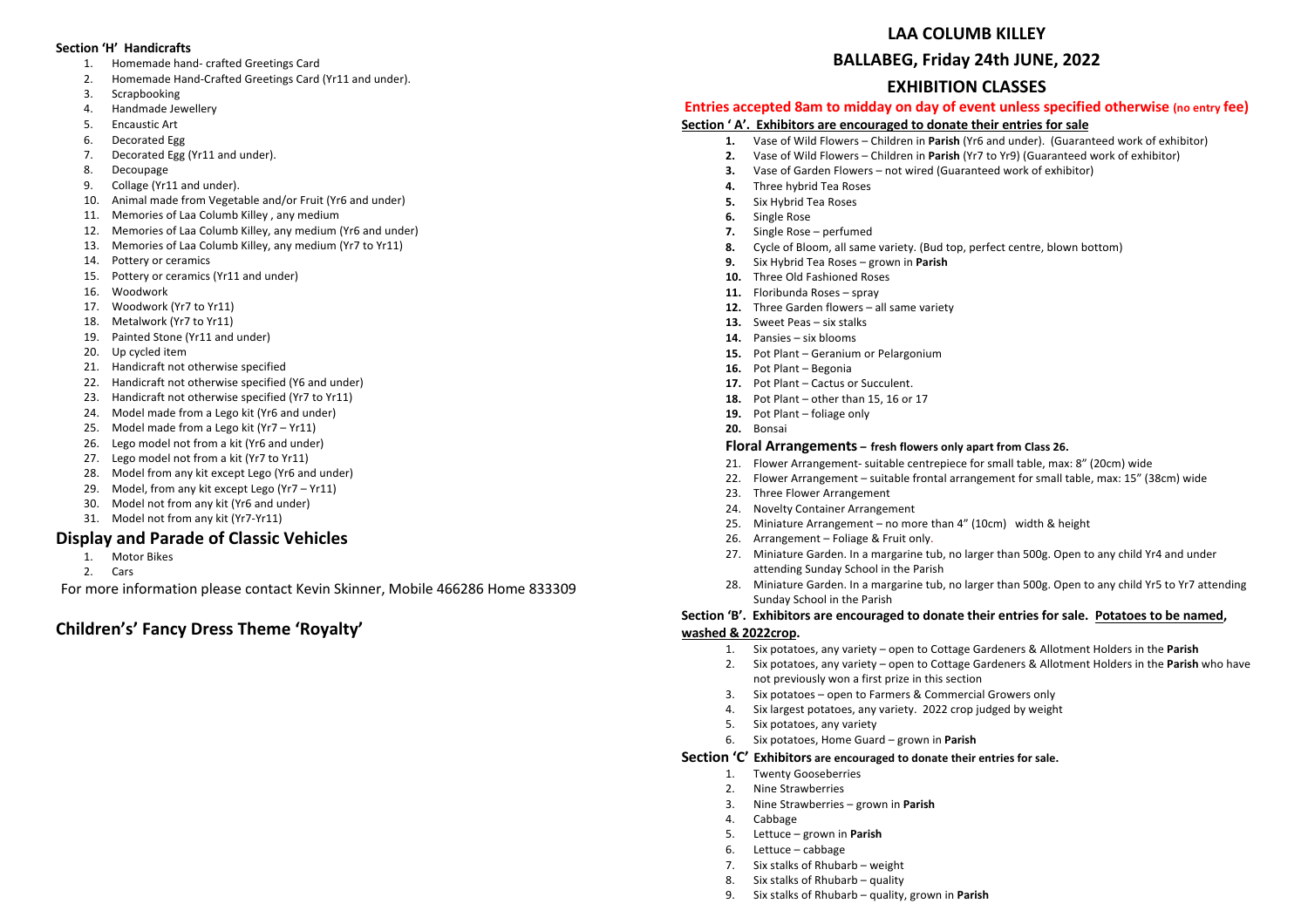### Section 'H' Handicrafts

1. Homemade hand- crafted Greetings Card
2. Homemade Hand-Crafted Greetings Card (Yr11 and under).
3. Scrapbooking
4. Handmade Jewellery
5. Encaustic Art
6. Decorated Egg
7. Decorated Egg (Yr11 and under).
8. Decoupage
9. Collage (Yr11 and under).
10. Animal made from Vegetable and/or Fruit (Yr6 and under)
11. Memories of Laa Columb Killey , any medium
12. Memories of Laa Columb Killey, any medium (Yr6 and under)
13. Memories of Laa Columb Killey, any medium (Yr7 to Yr11)
14. Pottery or ceramics
15. Pottery or ceramics (Yr11 and under)
16. Woodwork
17. Woodwork (Yr7 to Yr11)
18. Metalwork (Yr7 to Yr11)
19. Painted Stone (Yr11 and under)
20. Up cycled item
21. Handicraft not otherwise specified
22. Handicraft not otherwise specified (Y6 and under)
23. Handicraft not otherwise specified (Yr7 to Yr11)
24. Model made from a Lego kit (Yr6 and under)
25. Model made from a Lego kit (Yr7 – Yr11)
26. Lego model not from a kit (Yr6 and under)
27. Lego model not from a kit (Yr7 to Yr11)
28. Model from any kit except Lego (Yr6 and under)
29. Model, from any kit except Lego (Yr7 – Yr11)
30. Model not from any kit (Yr6 and under)
31. Model not from any kit (Yr7-Yr11)

## Display and Parade of Classic Vehicles

1. Motor Bikes
2. Cars

For more information please contact Kevin Skinner, Mobile 466286 Home 833309

## Childrens' Fancy Dress Theme 'Royalty'

# LAA COLUMB KILLEY

# BALLABEG, Friday 24th JUNE, 2022

# EXHIBITION CLASSES

**Entries accepted 8am to midday on day of event unless specified otherwise (no entry fee)**

### Section ' A'. Exhibitors are encouraged to donate their entries for sale

1. Vase of Wild Flowers – Children in **Parish** (Yr6 and under). (Guaranteed work of exhibitor)
2. Vase of Wild Flowers – Children in **Parish** (Yr7 to Yr9) (Guaranteed work of exhibitor)
3. Vase of Garden Flowers – not wired (Guaranteed work of exhibitor)
4. Three hybrid Tea Roses
5. Six Hybrid Tea Roses
6. Single Rose
7. Single Rose – perfumed
8. Cycle of Bloom, all same variety. (Bud top, perfect centre, blown bottom)
9. Six Hybrid Tea Roses – grown in **Parish**
10. Three Old Fashioned Roses
11. Floribunda Roses – spray
12. Three Garden flowers – all same variety
13. Sweet Peas – six stalks
14. Pansies – six blooms
15. Pot Plant – Geranium or Pelargonium
16. Pot Plant – Begonia
17. Pot Plant – Cactus or Succulent.
18. Pot Plant – other than 15, 16 or 17
19. Pot Plant – foliage only
20. Bonsai

### Floral Arrangements – fresh flowers only apart from Class 26.

21. Flower Arrangement- suitable centrepiece for small table, max: 8" (20cm) wide
22. Flower Arrangement – suitable frontal arrangement for small table, max: 15" (38cm) wide
23. Three Flower Arrangement
24. Novelty Container Arrangement
25. Miniature Arrangement – no more than 4" (10cm) width & height
26. Arrangement – Foliage & Fruit only.
27. Miniature Garden. In a margarine tub, no larger than 500g. Open to any child Yr4 and under attending Sunday School in the Parish
28. Miniature Garden. In a margarine tub, no larger than 500g. Open to any child Yr5 to Yr7 attending Sunday School in the Parish

### Section 'B'. Exhibitors are encouraged to donate their entries for sale. Potatoes to be named, washed & 2022crop.

1. Six potatoes, any variety – open to Cottage Gardeners & Allotment Holders in the **Parish**
2. Six potatoes, any variety – open to Cottage Gardeners & Allotment Holders in the **Parish** who have not previously won a first prize in this section
3. Six potatoes – open to Farmers & Commercial Growers only
4. Six largest potatoes, any variety. 2022 crop judged by weight
5. Six potatoes, any variety
6. Six potatoes, Home Guard – grown in **Parish**

### Section 'C' Exhibitors are encouraged to donate their entries for sale.

1. Twenty Gooseberries
2. Nine Strawberries
3. Nine Strawberries – grown in **Parish**
4. Cabbage
5. Lettuce – grown in **Parish**
6. Lettuce – cabbage
7. Six stalks of Rhubarb – weight
8. Six stalks of Rhubarb – quality
9. Six stalks of Rhubarb – quality, grown in **Parish**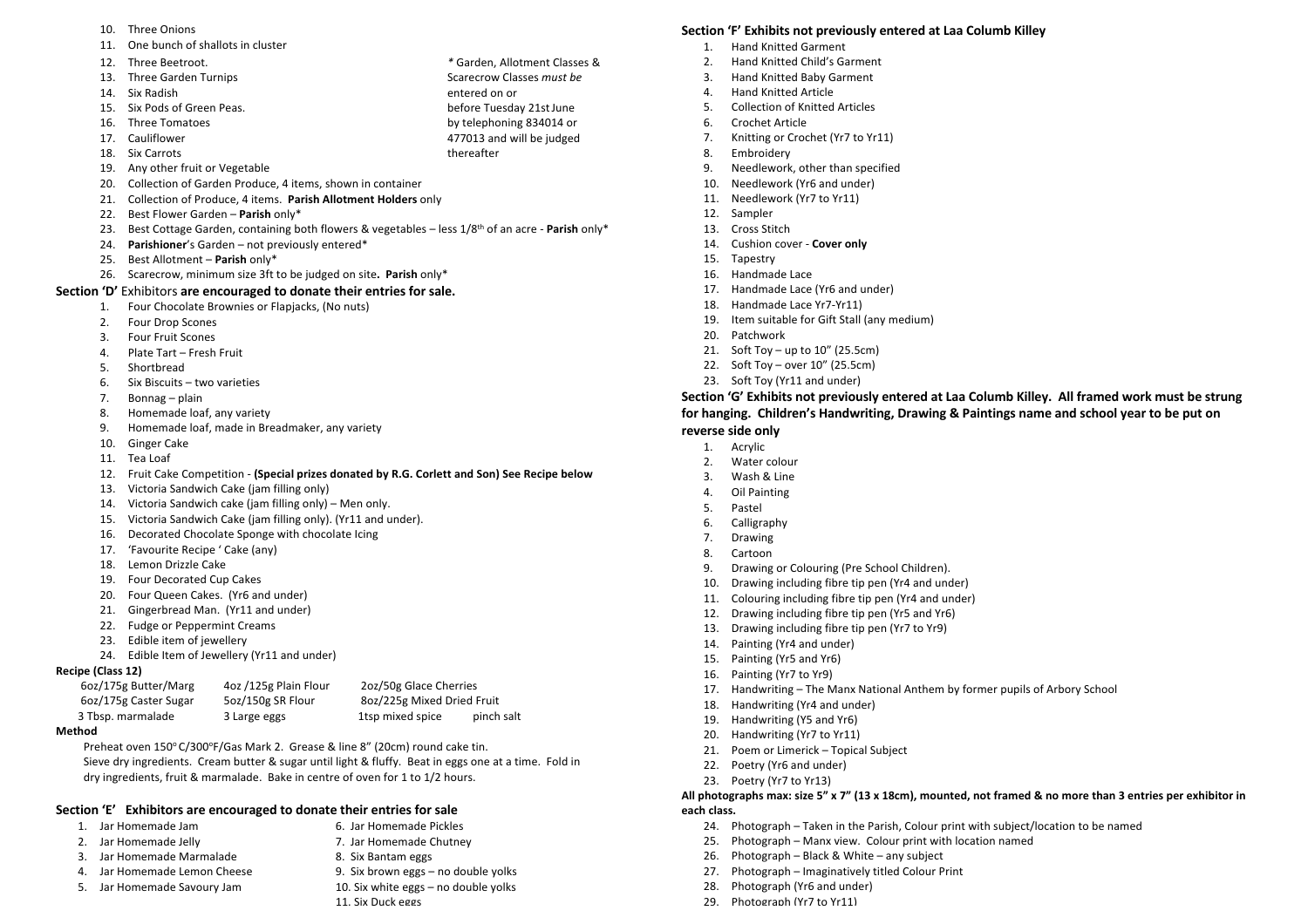10. Three Onions
11. One bunch of shallots in cluster
12. Three Beetroot.
13. Three Garden Turnips
14. Six Radish
15. Six Pods of Green Peas.
16. Three Tomatoes
17. Cauliflower
18. Six Carrots
19. Any other fruit or Vegetable
20. Collection of Garden Produce, 4 items, shown in container
21. Collection of Produce, 4 items. **Parish Allotment Holders** only
22. Best Flower Garden – **Parish** only*
23. Best Cottage Garden, containing both flowers & vegetables – less 1/8th of an acre - **Parish** only*
24. **Parishioner**'s Garden – not previously entered*
25. Best Allotment – **Parish** only*
26. Scarecrow, minimum size 3ft to be judged on site**. Parish** only*

*\* Garden, Allotment Classes & Scarecrow Classes must be* entered on or before Tuesday 21st June by telephoning 834014 or 477013 and will be judged thereafter

**Section 'D'** Exhibitors **are encouraged to donate their entries for sale.**

1. Four Chocolate Brownies or Flapjacks, (No nuts)
2. Four Drop Scones
3. Four Fruit Scones
4. Plate Tart – Fresh Fruit
5. Shortbread
6. Six Biscuits – two varieties
7. Bonnag – plain
8. Homemade loaf, any variety
9. Homemade loaf, made in Breadmaker, any variety
10. Ginger Cake
11. Tea Loaf
12. Fruit Cake Competition - **(Special prizes donated by R.G. Corlett and Son) See Recipe below**
13. Victoria Sandwich Cake (jam filling only)
14. Victoria Sandwich cake (jam filling only) – Men only.
15. Victoria Sandwich Cake (jam filling only). (Yr11 and under).
16. Decorated Chocolate Sponge with chocolate Icing
17. 'Favourite Recipe ' Cake (any)
18. Lemon Drizzle Cake
19. Four Decorated Cup Cakes
20. Four Queen Cakes. (Yr6 and under)
21. Gingerbread Man. (Yr11 and under)
22. Fudge or Peppermint Creams
23. Edible item of jewellery
24. Edible Item of Jewellery (Yr11 and under)

**Recipe (Class 12)**

| | | | |
|---|---|---|---|
| 6oz/175g Butter/Marg | 4oz /125g Plain Flour | 2oz/50g Glace Cherries | |
| 6oz/175g Caster Sugar | 5oz/150g SR Flour | 8oz/225g Mixed Dried Fruit | |
| 3 Tbsp. marmalade | 3 Large eggs | 1tsp mixed spice | pinch salt |

**Method**

Preheat oven 150°C/300°F/Gas Mark 2. Grease & line 8" (20cm) round cake tin. Sieve dry ingredients. Cream butter & sugar until light & fluffy. Beat in eggs one at a time. Fold in dry ingredients, fruit & marmalade. Bake in centre of oven for 1 to 1/2 hours.

**Section 'E' Exhibitors are encouraged to donate their entries for sale**

1. Jar Homemade Jam
2. Jar Homemade Jelly
3. Jar Homemade Marmalade
4. Jar Homemade Lemon Cheese
5. Jar Homemade Savoury Jam
6. Jar Homemade Pickles
7. Jar Homemade Chutney
8. Six Bantam eggs
9. Six brown eggs – no double yolks
10. Six white eggs – no double yolks
11. Six Duck eggs

**Section 'F' Exhibits not previously entered at Laa Columb Killey**

1. Hand Knitted Garment
2. Hand Knitted Child's Garment
3. Hand Knitted Baby Garment
4. Hand Knitted Article
5. Collection of Knitted Articles
6. Crochet Article
7. Knitting or Crochet (Yr7 to Yr11)
8. Embroidery
9. Needlework, other than specified
10. Needlework (Yr6 and under)
11. Needlework (Yr7 to Yr11)
12. Sampler
13. Cross Stitch
14. Cushion cover - **Cover only**
15. Tapestry
16. Handmade Lace
17. Handmade Lace (Yr6 and under)
18. Handmade Lace Yr7-Yr11)
19. Item suitable for Gift Stall (any medium)
20. Patchwork
21. Soft Toy – up to 10" (25.5cm)
22. Soft Toy – over 10" (25.5cm)
23. Soft Toy (Yr11 and under)

**Section 'G' Exhibits not previously entered at Laa Columb Killey. All framed work must be strung for hanging. Children's Handwriting, Drawing & Paintings name and school year to be put on reverse side only**

1. Acrylic
2. Water colour
3. Wash & Line
4. Oil Painting
5. Pastel
6. Calligraphy
7. Drawing
8. Cartoon
9. Drawing or Colouring (Pre School Children).
10. Drawing including fibre tip pen (Yr4 and under)
11. Colouring including fibre tip pen (Yr4 and under)
12. Drawing including fibre tip pen (Yr5 and Yr6)
13. Drawing including fibre tip pen (Yr7 to Yr9)
14. Painting (Yr4 and under)
15. Painting (Yr5 and Yr6)
16. Painting (Yr7 to Yr9)
17. Handwriting – The Manx National Anthem by former pupils of Arbory School
18. Handwriting (Yr4 and under)
19. Handwriting (Y5 and Yr6)
20. Handwriting (Yr7 to Yr11)
21. Poem or Limerick – Topical Subject
22. Poetry (Yr6 and under)
23. Poetry (Yr7 to Yr13)

**All photographs max: size 5" x 7" (13 x 18cm), mounted, not framed & no more than 3 entries per exhibitor in each class.**

24. Photograph – Taken in the Parish, Colour print with subject/location to be named
25. Photograph – Manx view. Colour print with location named
26. Photograph – Black & White – any subject
27. Photograph – Imaginatively titled Colour Print
28. Photograph (Yr6 and under)
29. Photograph (Yr7 to Yr11)